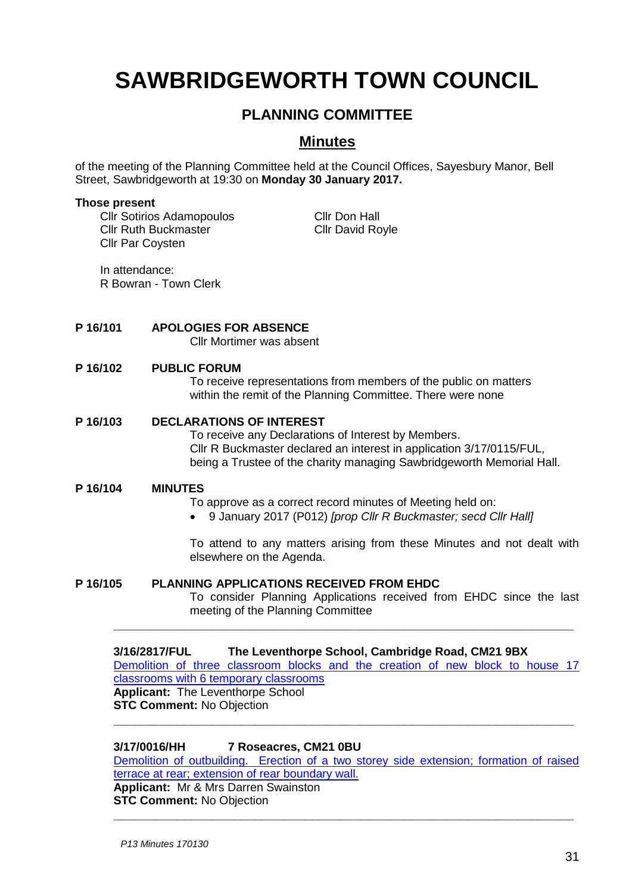# SAWBRIDGEWORTH TOWN COUNCIL

## PLANNING COMMITTEE

## Minutes

of the meeting of the Planning Committee held at the Council Offices, Sayesbury Manor, Bell Street, Sawbridgeworth at 19:30 on **Monday 30 January 2017.**

**Those present**

Cllr Sotirios Adamopoulos
Cllr Ruth Buckmaster
Cllr Par Coysten
Cllr Don Hall
Cllr David Royle

In attendance:
R Bowran - Town Clerk

**P 16/101 APOLOGIES FOR ABSENCE**

Cllr Mortimer was absent

**P 16/102 PUBLIC FORUM**

To receive representations from members of the public on matters within the remit of the Planning Committee. There were none

**P 16/103 DECLARATIONS OF INTEREST**

To receive any Declarations of Interest by Members.
Cllr R Buckmaster declared an interest in application 3/17/0115/FUL, being a Trustee of the charity managing Sawbridgeworth Memorial Hall.

**P 16/104 MINUTES**

To approve as a correct record minutes of Meeting held on:

- 9 January 2017 (P012) *[prop Cllr R Buckmaster; secd Cllr Hall]*

To attend to any matters arising from these Minutes and not dealt with elsewhere on the Agenda.

**P 16/105 PLANNING APPLICATIONS RECEIVED FROM EHDC**

To consider Planning Applications received from EHDC since the last meeting of the Planning Committee

---

**3/16/2817/FUL The Leventhorpe School, Cambridge Road, CM21 9BX**
Demolition of three classroom blocks and the creation of new block to house 17 classrooms with 6 temporary classrooms
**Applicant:** The Leventhorpe School
**STC Comment:** No Objection

---

**3/17/0016/HH 7 Roseacres, CM21 0BU**
Demolition of outbuilding. Erection of a two storey side extension; formation of raised terrace at rear; extension of rear boundary wall.
**Applicant:** Mr & Mrs Darren Swainston
**STC Comment:** No Objection

---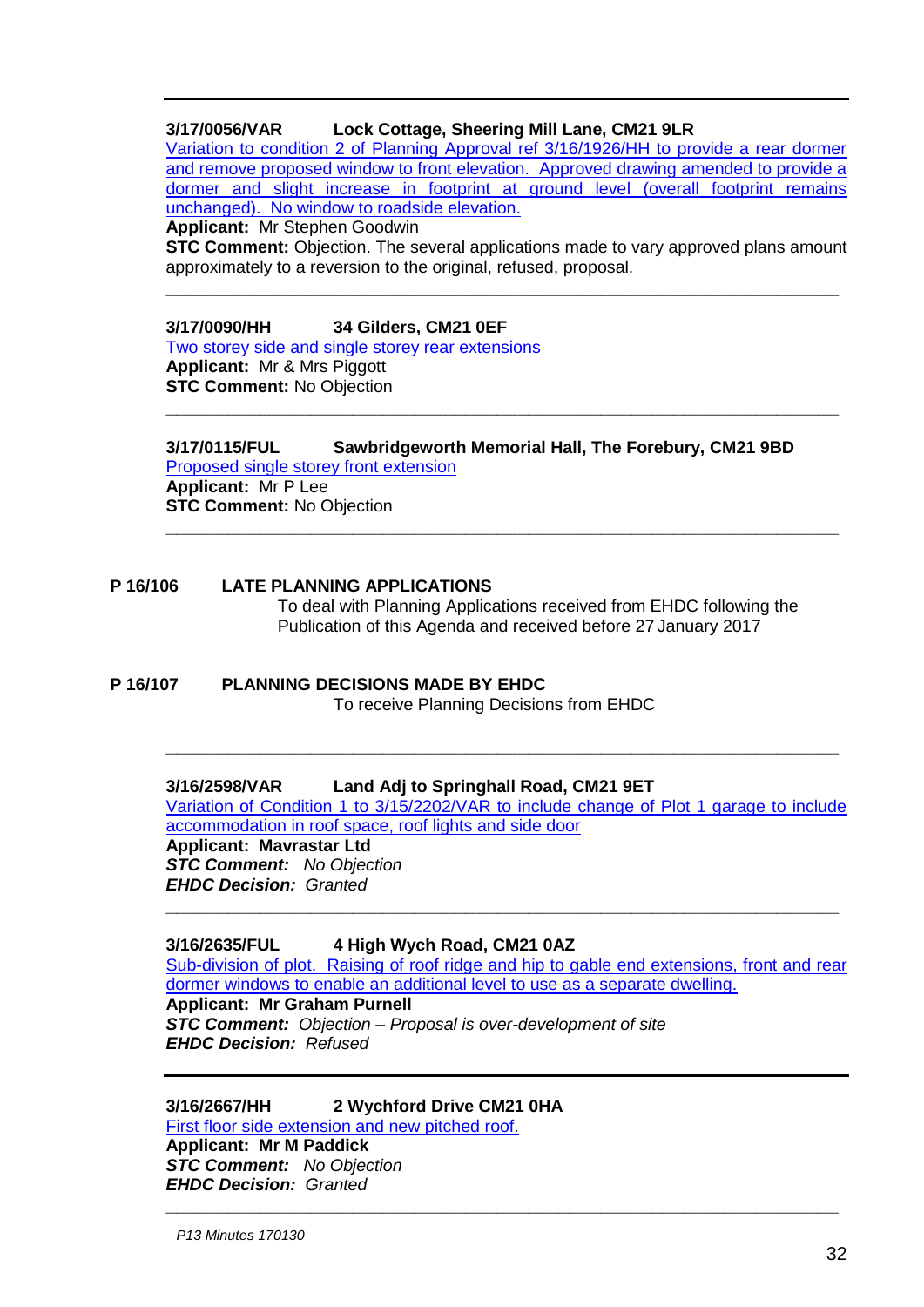---

**3/17/0056/VAR Lock Cottage, Sheering Mill Lane, CM21 9LR**

Variation to condition 2 of Planning Approval ref 3/16/1926/HH to provide a rear dormer and remove proposed window to front elevation. Approved drawing amended to provide a dormer and slight increase in footprint at ground level (overall footprint remains unchanged). No window to roadside elevation.

**Applicant:** Mr Stephen Goodwin

**STC Comment:** Objection. The several applications made to vary approved plans amount approximately to a reversion to the original, refused, proposal.

---

**3/17/0090/HH 34 Gilders, CM21 0EF**

Two storey side and single storey rear extensions

**Applicant:** Mr & Mrs Piggott

**STC Comment:** No Objection

---

**3/17/0115/FUL Sawbridgeworth Memorial Hall, The Forebury, CM21 9BD**

Proposed single storey front extension

**Applicant:** Mr P Lee

**STC Comment:** No Objection

---

**P 16/106 LATE PLANNING APPLICATIONS**

To deal with Planning Applications received from EHDC following the Publication of this Agenda and received before 27 January 2017

**P 16/107 PLANNING DECISIONS MADE BY EHDC**

To receive Planning Decisions from EHDC

---

**3/16/2598/VAR Land Adj to Springhall Road, CM21 9ET**

Variation of Condition 1 to 3/15/2202/VAR to include change of Plot 1 garage to include accommodation in roof space, roof lights and side door

**Applicant: Mavrastar Ltd**

***STC Comment:*** *No Objection*

***EHDC Decision:*** *Granted*

---

**3/16/2635/FUL 4 High Wych Road, CM21 0AZ**

Sub-division of plot. Raising of roof ridge and hip to gable end extensions, front and rear dormer windows to enable an additional level to use as a separate dwelling.

**Applicant: Mr Graham Purnell**

***STC Comment:*** *Objection – Proposal is over-development of site*

***EHDC Decision:*** *Refused*

---

**3/16/2667/HH 2 Wychford Drive CM21 0HA**

First floor side extension and new pitched roof.

**Applicant: Mr M Paddick**

***STC Comment:*** *No Objection*

***EHDC Decision:*** *Granted*

---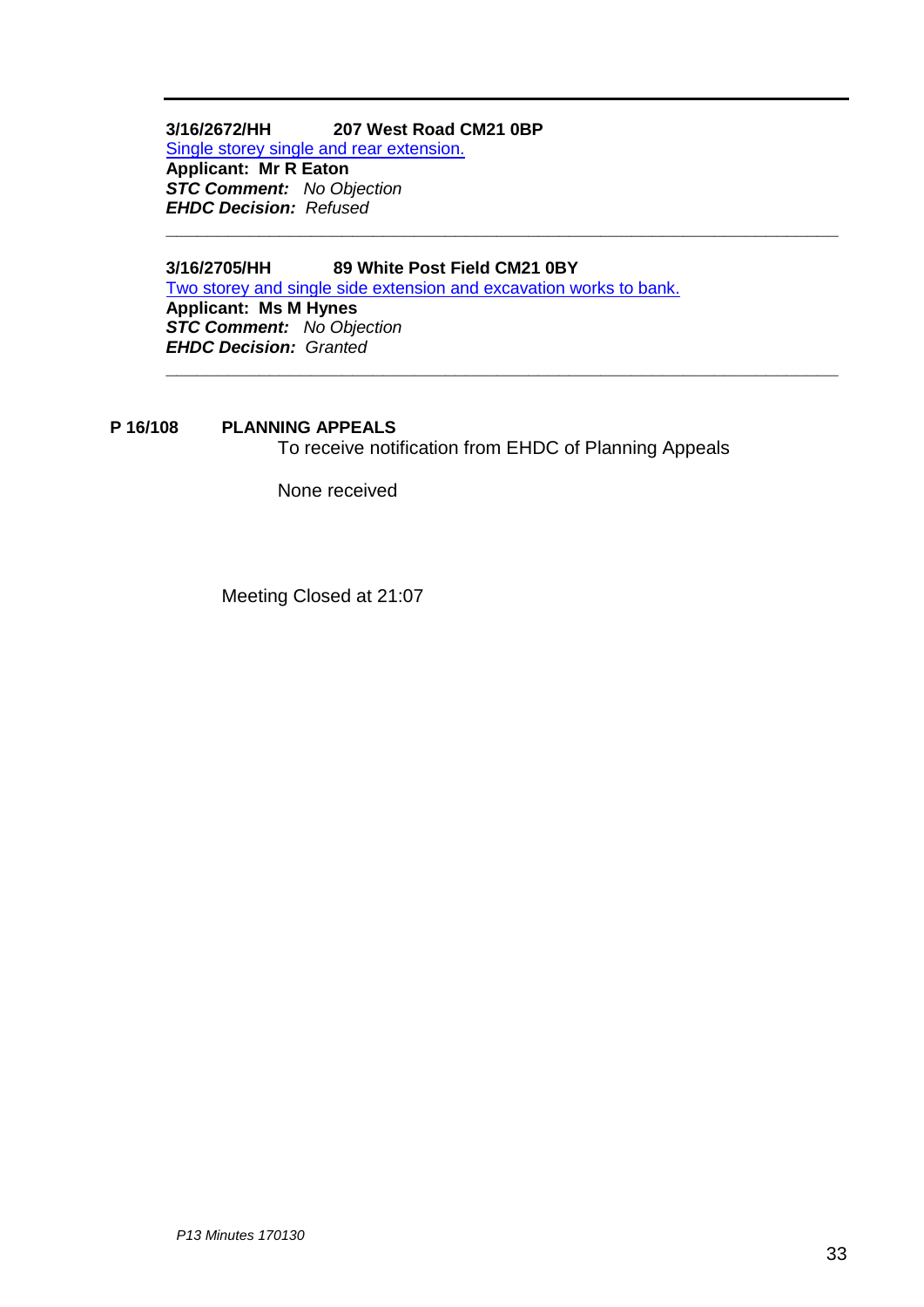---

**3/16/2672/HH 207 West Road CM21 0BP**

Single storey single and rear extension.

**Applicant: Mr R Eaton**

***STC Comment:*** *No Objection*

***EHDC Decision:*** *Refused*

---

**3/16/2705/HH 89 White Post Field CM21 0BY**

Two storey and single side extension and excavation works to bank.

**Applicant: Ms M Hynes**

***STC Comment:*** *No Objection*

***EHDC Decision:*** *Granted*

---

**P 16/108 PLANNING APPEALS**

To receive notification from EHDC of Planning Appeals

None received

Meeting Closed at 21:07

*P13 Minutes 170130*